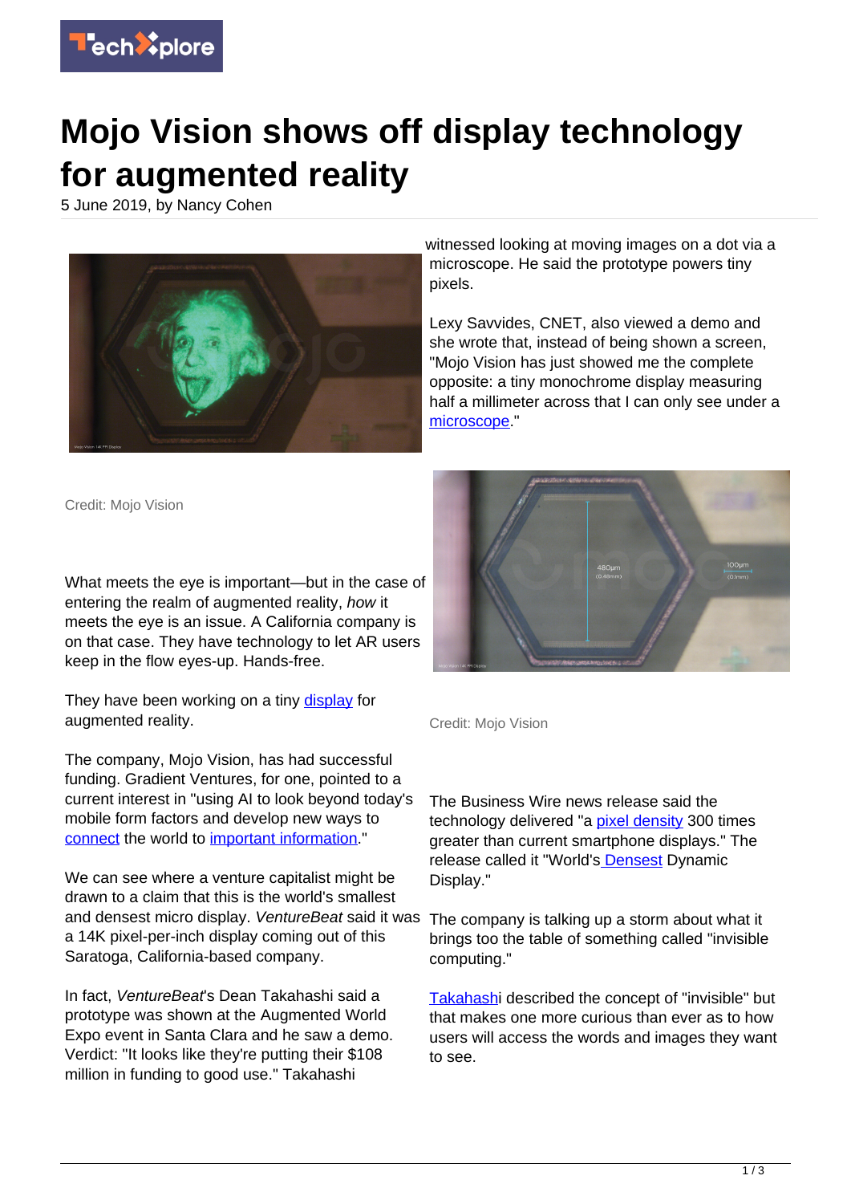# Mojo Vision shows off display technology for augmented reality

5 June 2019, by Nancy Cohen

Credit: Mojo Vision

What meets the eye is important—but in the case of entering the realm of augmented reality, *how* it meets the eye is an issue. A California company is on that case. They have technology to let AR users keep in the flow eyes-up. Hands-free.

They have been working on a tiny display for augmented reality.

The company, Mojo Vision, has had successful funding. Gradient Ventures, for one, pointed to a current interest in "using AI to look beyond today's mobile form factors and develop new ways to connect the world to important information."

We can see where a venture capitalist might be drawn to a claim that this is the world's smallest and densest micro display. *VentureBeat* said it was a 14K pixel-per-inch display coming out of this Saratoga, California-based company.

In fact, *VentureBeat*'s Dean Takahashi said a prototype was shown at the Augmented World Expo event in Santa Clara and he saw a demo. Verdict: "It looks like they're putting their $108 million in funding to good use." Takahashi witnessed looking at moving images on a dot via a microscope. He said the prototype powers tiny pixels.

Lexy Savvides, CNET, also viewed a demo and she wrote that, instead of being shown a screen, "Mojo Vision has just showed me the complete opposite: a tiny monochrome display measuring half a millimeter across that I can only see under a microscope."

Credit: Mojo Vision

The Business Wire news release said the technology delivered "a pixel density 300 times greater than current smartphone displays." The release called it "World's Densest Dynamic Display."

The company is talking up a storm about what it brings too the table of something called "invisible computing."

Takahashi described the concept of "invisible" but that makes one more curious than ever as to how users will access the words and images they want to see.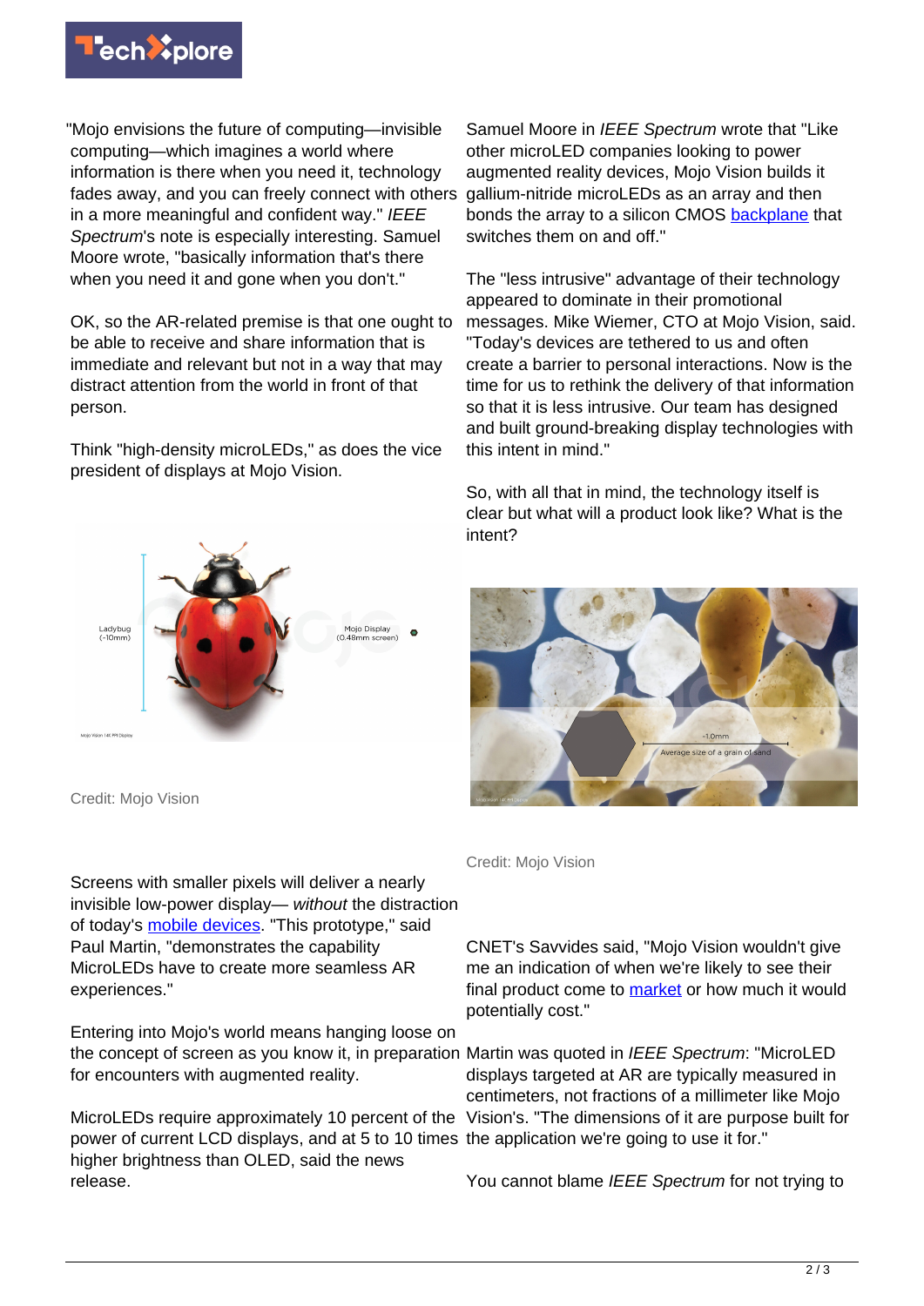"Mojo envisions the future of computing—invisible computing—which imagines a world where information is there when you need it, technology fades away, and you can freely connect with others in a more meaningful and confident way." *IEEE Spectrum*'s note is especially interesting. Samuel Moore wrote, "basically information that's there when you need it and gone when you don't."

OK, so the AR-related premise is that one ought to be able to receive and share information that is immediate and relevant but not in a way that may distract attention from the world in front of that person.

Think "high-density microLEDs," as does the vice president of displays at Mojo Vision.

Credit: Mojo Vision

Screens with smaller pixels will deliver a nearly invisible low-power display— *without* the distraction of today's mobile devices. "This prototype," said Paul Martin, "demonstrates the capability MicroLEDs have to create more seamless AR experiences."

Entering into Mojo's world means hanging loose on the concept of screen as you know it, in preparation for encounters with augmented reality.

MicroLEDs require approximately 10 percent of the power of current LCD displays, and at 5 to 10 times higher brightness than OLED, said the news release.

Samuel Moore in *IEEE Spectrum* wrote that "Like other microLED companies looking to power augmented reality devices, Mojo Vision builds it gallium-nitride microLEDs as an array and then bonds the array to a silicon CMOS backplane that switches them on and off."

The "less intrusive" advantage of their technology appeared to dominate in their promotional messages. Mike Wiemer, CTO at Mojo Vision, said. "Today's devices are tethered to us and often create a barrier to personal interactions. Now is the time for us to rethink the delivery of that information so that it is less intrusive. Our team has designed and built ground-breaking display technologies with this intent in mind."

So, with all that in mind, the technology itself is clear but what will a product look like? What is the intent?

Credit: Mojo Vision

CNET's Savvides said, "Mojo Vision wouldn't give me an indication of when we're likely to see their final product come to market or how much it would potentially cost."

Martin was quoted in *IEEE Spectrum*: "MicroLED displays targeted at AR are typically measured in centimeters, not fractions of a millimeter like Mojo Vision's. "The dimensions of it are purpose built for the application we're going to use it for."

You cannot blame *IEEE Spectrum* for not trying to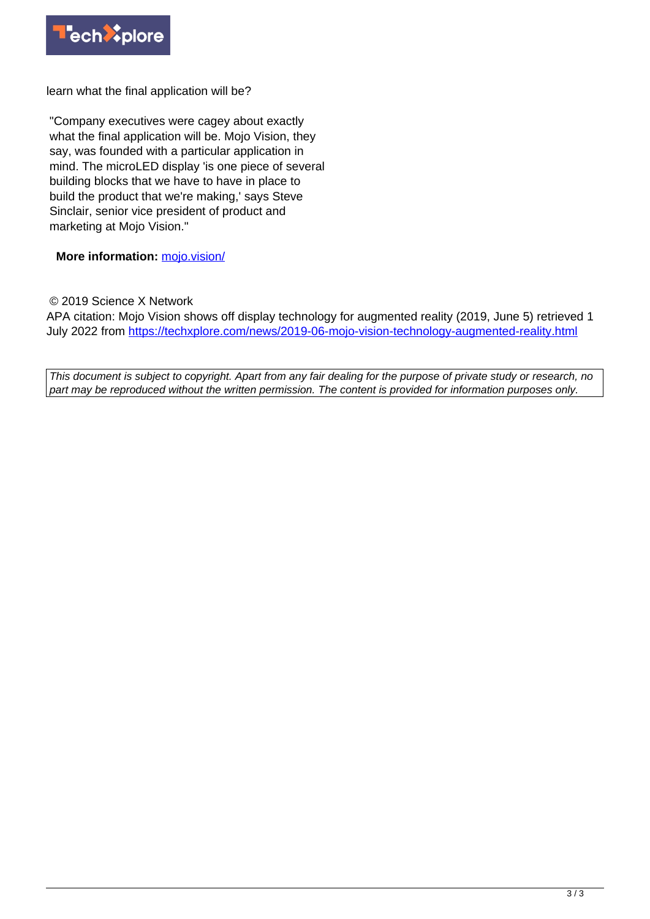learn what the final application will be?

"Company executives were cagey about exactly what the final application will be. Mojo Vision, they say, was founded with a particular application in mind. The microLED display 'is one piece of several building blocks that we have to have in place to build the product that we're making,' says Steve Sinclair, senior vice president of product and marketing at Mojo Vision."

**More information:** [mojo.vision/](mojo.vision/)

© 2019 Science X Network

APA citation: Mojo Vision shows off display technology for augmented reality (2019, June 5) retrieved 1 July 2022 from https://techxplore.com/news/2019-06-mojo-vision-technology-augmented-reality.html

*This document is subject to copyright. Apart from any fair dealing for the purpose of private study or research, no part may be reproduced without the written permission. The content is provided for information purposes only.*